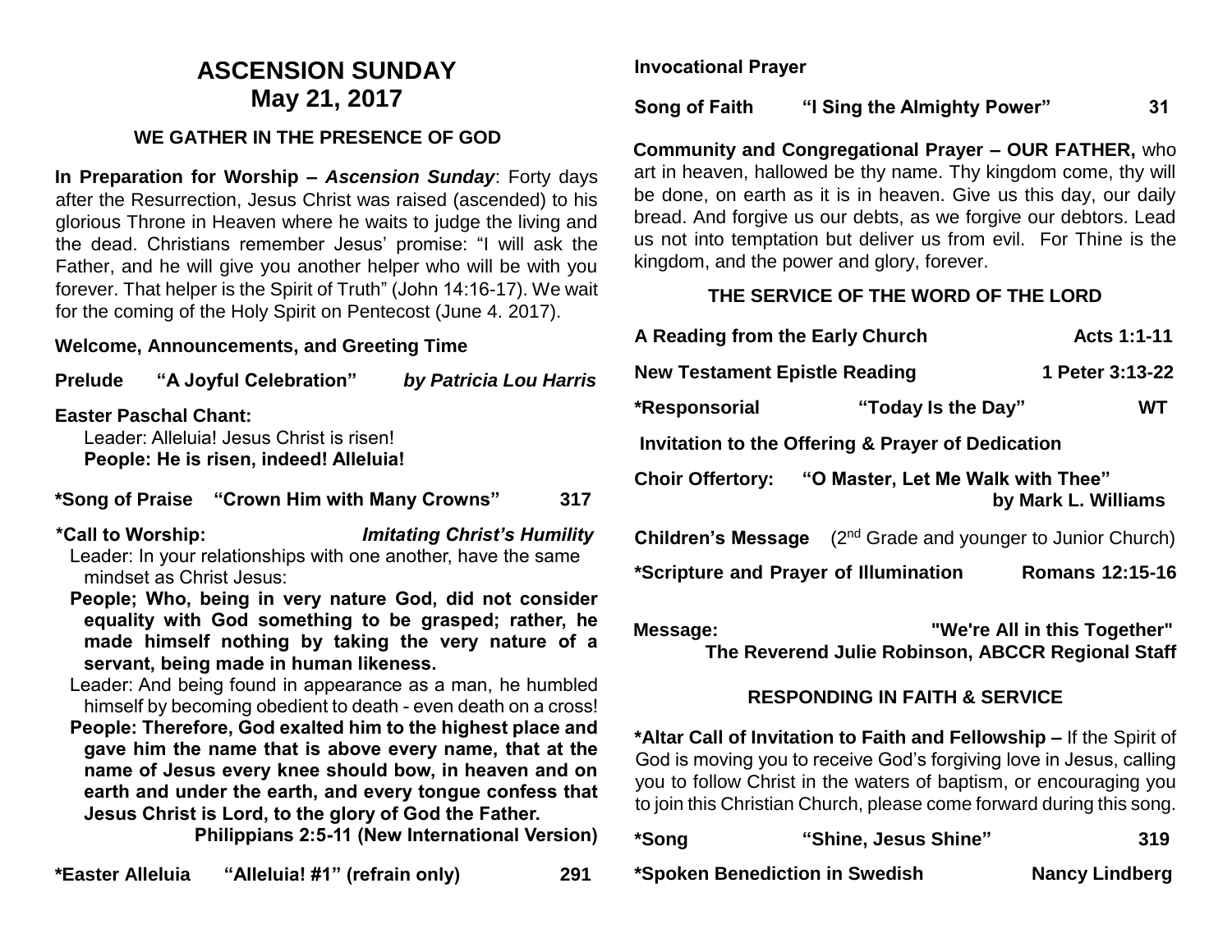# ASCENSION SUNDAY
## May 21, 2017

### WE GATHER IN THE PRESENCE OF GOD

**In Preparation for Worship –** ***Ascension Sunday***: Forty days after the Resurrection, Jesus Christ was raised (ascended) to his glorious Throne in Heaven where he waits to judge the living and the dead. Christians remember Jesus' promise: "I will ask the Father, and he will give you another helper who will be with you forever. That helper is the Spirit of Truth" (John 14:16-17). We wait for the coming of the Holy Spirit on Pentecost (June 4. 2017).

**Welcome, Announcements, and Greeting Time**

**Prelude "A Joyful Celebration"** ***by Patricia Lou Harris***

**Easter Paschal Chant:**

Leader: Alleluia! Jesus Christ is risen!

**People: He is risen, indeed! Alleluia!**

**\*Song of Praise "Crown Him with Many Crowns" 317**

**\*Call to Worship:** ***Imitating Christ's Humility***

Leader: In your relationships with one another, have the same mindset as Christ Jesus:

**People; Who, being in very nature God, did not consider equality with God something to be grasped; rather, he made himself nothing by taking the very nature of a servant, being made in human likeness.**

Leader: And being found in appearance as a man, he humbled himself by becoming obedient to death - even death on a cross!

**People: Therefore, God exalted him to the highest place and gave him the name that is above every name, that at the name of Jesus every knee should bow, in heaven and on earth and under the earth, and every tongue confess that Jesus Christ is Lord, to the glory of God the Father.**

**Philippians 2:5-11 (New International Version)**

**\*Easter Alleluia "Alleluia! #1" (refrain only) 291**

**Invocational Prayer**

**Song of Faith "I Sing the Almighty Power" 31**

**Community and Congregational Prayer – OUR FATHER,** who art in heaven, hallowed be thy name. Thy kingdom come, thy will be done, on earth as it is in heaven. Give us this day, our daily bread. And forgive us our debts, as we forgive our debtors. Lead us not into temptation but deliver us from evil. For Thine is the kingdom, and the power and glory, forever.

### THE SERVICE OF THE WORD OF THE LORD

**A Reading from the Early Church Acts 1:1-11**

**New Testament Epistle Reading 1 Peter 3:13-22**

**\*Responsorial "Today Is the Day" WT**

**Invitation to the Offering & Prayer of Dedication**

**Choir Offertory: "O Master, Let Me Walk with Thee" by Mark L. Williams**

**Children's Message** (2nd Grade and younger to Junior Church)

**\*Scripture and Prayer of Illumination Romans 12:15-16**

**Message: "We're All in this Together"**
**The Reverend Julie Robinson, ABCCR Regional Staff**

### RESPONDING IN FAITH & SERVICE

**\*Altar Call of Invitation to Faith and Fellowship –** If the Spirit of God is moving you to receive God's forgiving love in Jesus, calling you to follow Christ in the waters of baptism, or encouraging you to join this Christian Church, please come forward during this song.

**\*Song "Shine, Jesus Shine" 319**

**\*Spoken Benediction in Swedish Nancy Lindberg**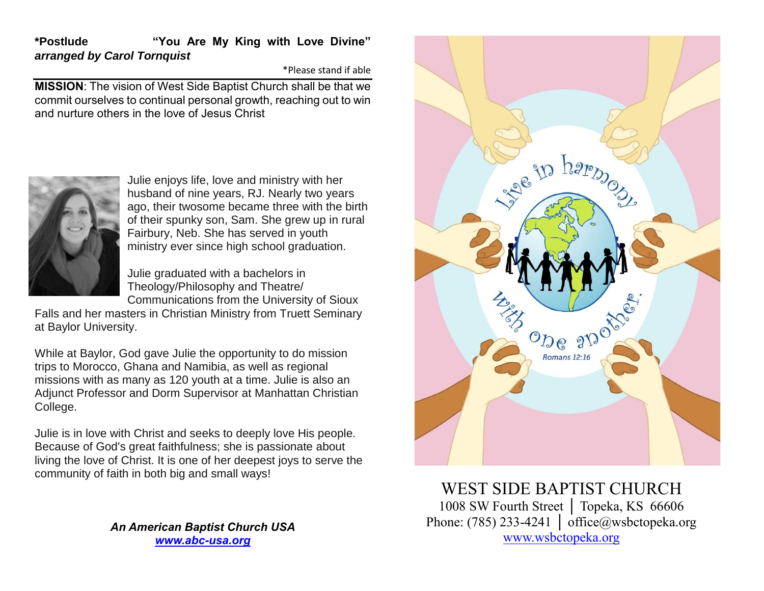**\*Postlude** **"You Are My King with Love Divine"**
***arranged by Carol Tornquist***

*Please stand if able

---

**MISSION**: The vision of West Side Baptist Church shall be that we commit ourselves to continual personal growth, reaching out to win and nurture others in the love of Jesus Christ

Julie enjoys life, love and ministry with her husband of nine years, RJ. Nearly two years ago, their twosome became three with the birth of their spunky son, Sam. She grew up in rural Fairbury, Neb. She has served in youth ministry ever since high school graduation.

Julie graduated with a bachelors in Theology/Philosophy and Theatre/ Communications from the University of Sioux Falls and her masters in Christian Ministry from Truett Seminary at Baylor University.

While at Baylor, God gave Julie the opportunity to do mission trips to Morocco, Ghana and Namibia, as well as regional missions with as many as 120 youth at a time. Julie is also an Adjunct Professor and Dorm Supervisor at Manhattan Christian College.

Julie is in love with Christ and seeks to deeply love His people. Because of God's great faithfulness; she is passionate about living the love of Christ. It is one of her deepest joys to serve the community of faith in both big and small ways!

***An American Baptist Church USA***
***www.abc-usa.org***

Live in harmony with one another.
Romans 12:16

WEST SIDE BAPTIST CHURCH
1008 SW Fourth Street │ Topeka, KS 66606
Phone: (785) 233-4241 │ office@wsbctopeka.org
www.wsbctopeka.org